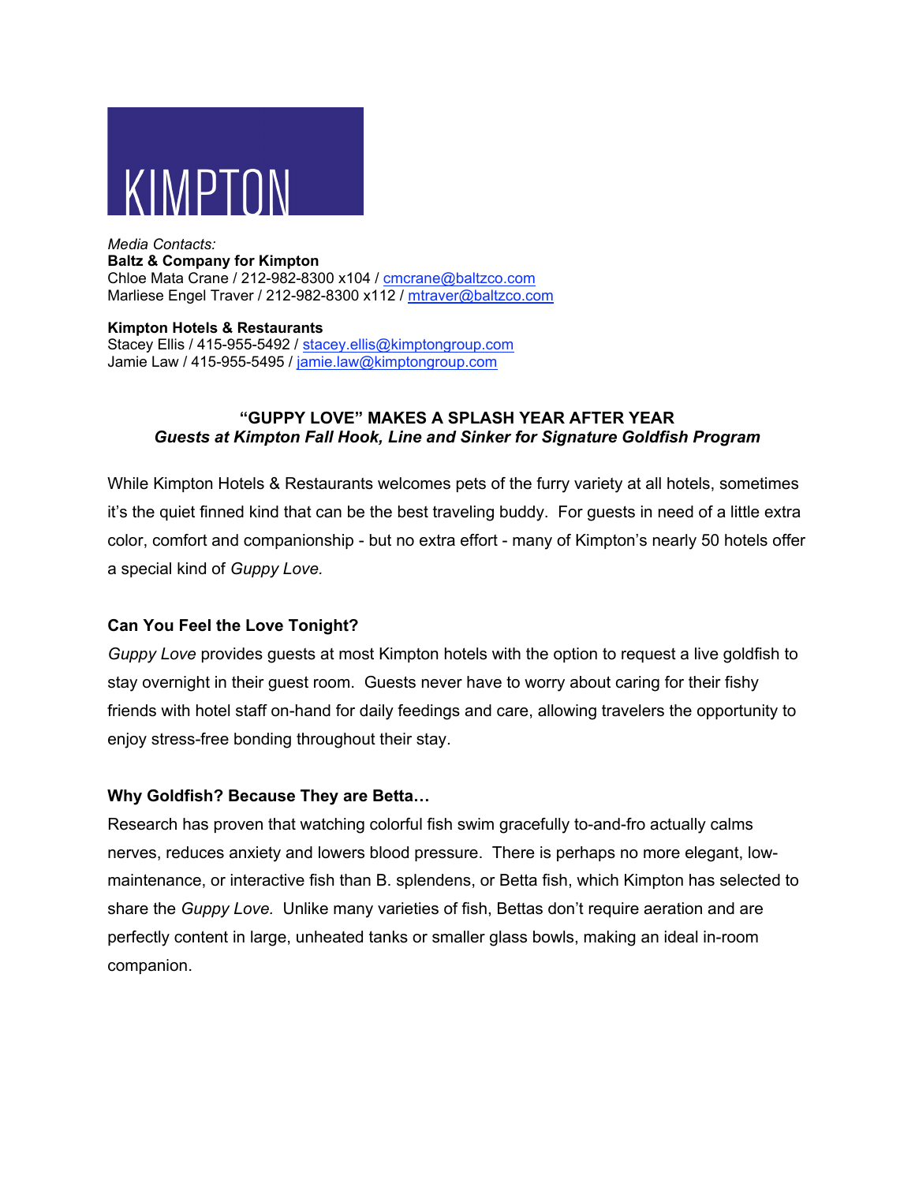KIMPTON

*Media Contacts:*
**Baltz & Company for Kimpton**
Chloe Mata Crane / 212-982-8300 x104 / cmcrane@baltzco.com
Marliese Engel Traver / 212-982-8300 x112 / mtraver@baltzco.com

**Kimpton Hotels & Restaurants**
Stacey Ellis / 415-955-5492 / stacey.ellis@kimptongroup.com
Jamie Law / 415-955-5495 / jamie.law@kimptongroup.com

# "GUPPY LOVE" MAKES A SPLASH YEAR AFTER YEAR

***Guests at Kimpton Fall Hook, Line and Sinker for Signature Goldfish Program***

While Kimpton Hotels & Restaurants welcomes pets of the furry variety at all hotels, sometimes it's the quiet finned kind that can be the best traveling buddy. For guests in need of a little extra color, comfort and companionship - but no extra effort - many of Kimpton's nearly 50 hotels offer a special kind of *Guppy Love.*

## Can You Feel the Love Tonight?

*Guppy Love* provides guests at most Kimpton hotels with the option to request a live goldfish to stay overnight in their guest room. Guests never have to worry about caring for their fishy friends with hotel staff on-hand for daily feedings and care, allowing travelers the opportunity to enjoy stress-free bonding throughout their stay.

## Why Goldfish? Because They are Betta…

Research has proven that watching colorful fish swim gracefully to-and-fro actually calms nerves, reduces anxiety and lowers blood pressure. There is perhaps no more elegant, low-maintenance, or interactive fish than B. splendens, or Betta fish, which Kimpton has selected to share the *Guppy Love.* Unlike many varieties of fish, Bettas don't require aeration and are perfectly content in large, unheated tanks or smaller glass bowls, making an ideal in-room companion.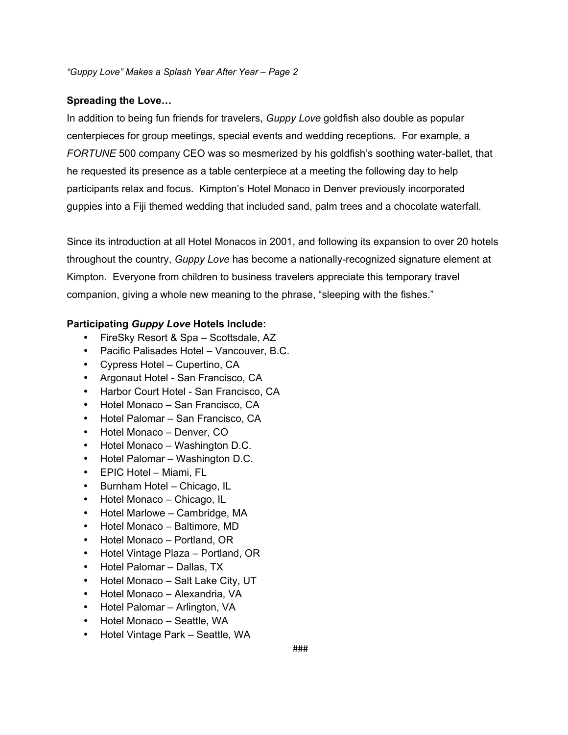**Spreading the Love…**

In addition to being fun friends for travelers, *Guppy Love* goldfish also double as popular centerpieces for group meetings, special events and wedding receptions. For example, a *FORTUNE* 500 company CEO was so mesmerized by his goldfish's soothing water-ballet, that he requested its presence as a table centerpiece at a meeting the following day to help participants relax and focus. Kimpton's Hotel Monaco in Denver previously incorporated guppies into a Fiji themed wedding that included sand, palm trees and a chocolate waterfall.

Since its introduction at all Hotel Monacos in 2001, and following its expansion to over 20 hotels throughout the country, *Guppy Love* has become a nationally-recognized signature element at Kimpton. Everyone from children to business travelers appreciate this temporary travel companion, giving a whole new meaning to the phrase, "sleeping with the fishes."

**Participating *Guppy Love* Hotels Include:**

- FireSky Resort & Spa – Scottsdale, AZ
- Pacific Palisades Hotel – Vancouver, B.C.
- Cypress Hotel – Cupertino, CA
- Argonaut Hotel - San Francisco, CA
- Harbor Court Hotel - San Francisco, CA
- Hotel Monaco – San Francisco, CA
- Hotel Palomar – San Francisco, CA
- Hotel Monaco – Denver, CO
- Hotel Monaco – Washington D.C.
- Hotel Palomar – Washington D.C.
- EPIC Hotel – Miami, FL
- Burnham Hotel – Chicago, IL
- Hotel Monaco – Chicago, IL
- Hotel Marlowe – Cambridge, MA
- Hotel Monaco – Baltimore, MD
- Hotel Monaco – Portland, OR
- Hotel Vintage Plaza – Portland, OR
- Hotel Palomar – Dallas, TX
- Hotel Monaco – Salt Lake City, UT
- Hotel Monaco – Alexandria, VA
- Hotel Palomar – Arlington, VA
- Hotel Monaco – Seattle, WA
- Hotel Vintage Park – Seattle, WA

###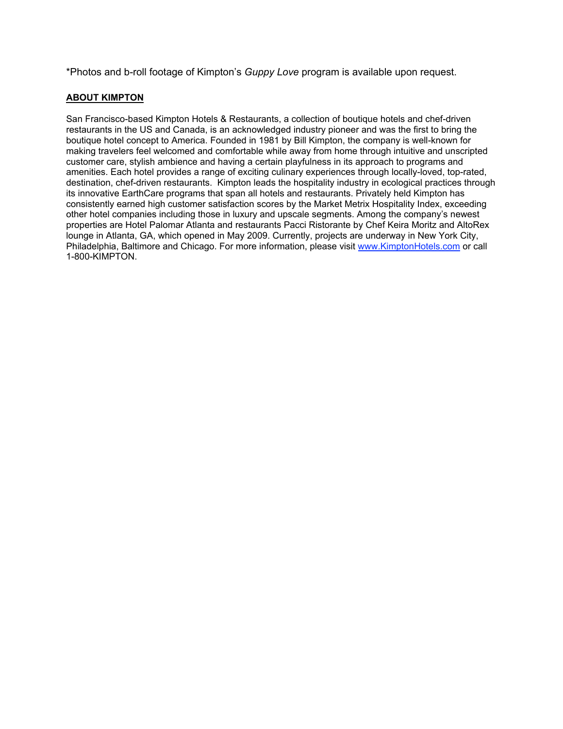*Photos and b-roll footage of Kimpton's *Guppy Love* program is available upon request.

## ABOUT KIMPTON

San Francisco-based Kimpton Hotels & Restaurants, a collection of boutique hotels and chef-driven restaurants in the US and Canada, is an acknowledged industry pioneer and was the first to bring the boutique hotel concept to America. Founded in 1981 by Bill Kimpton, the company is well-known for making travelers feel welcomed and comfortable while away from home through intuitive and unscripted customer care, stylish ambience and having a certain playfulness in its approach to programs and amenities. Each hotel provides a range of exciting culinary experiences through locally-loved, top-rated, destination, chef-driven restaurants. Kimpton leads the hospitality industry in ecological practices through its innovative EarthCare programs that span all hotels and restaurants. Privately held Kimpton has consistently earned high customer satisfaction scores by the Market Metrix Hospitality Index, exceeding other hotel companies including those in luxury and upscale segments. Among the company's newest properties are Hotel Palomar Atlanta and restaurants Pacci Ristorante by Chef Keira Moritz and AltoRex lounge in Atlanta, GA, which opened in May 2009. Currently, projects are underway in New York City, Philadelphia, Baltimore and Chicago. For more information, please visit [www.KimptonHotels.com](http://www.KimptonHotels.com) or call 1-800-KIMPTON.